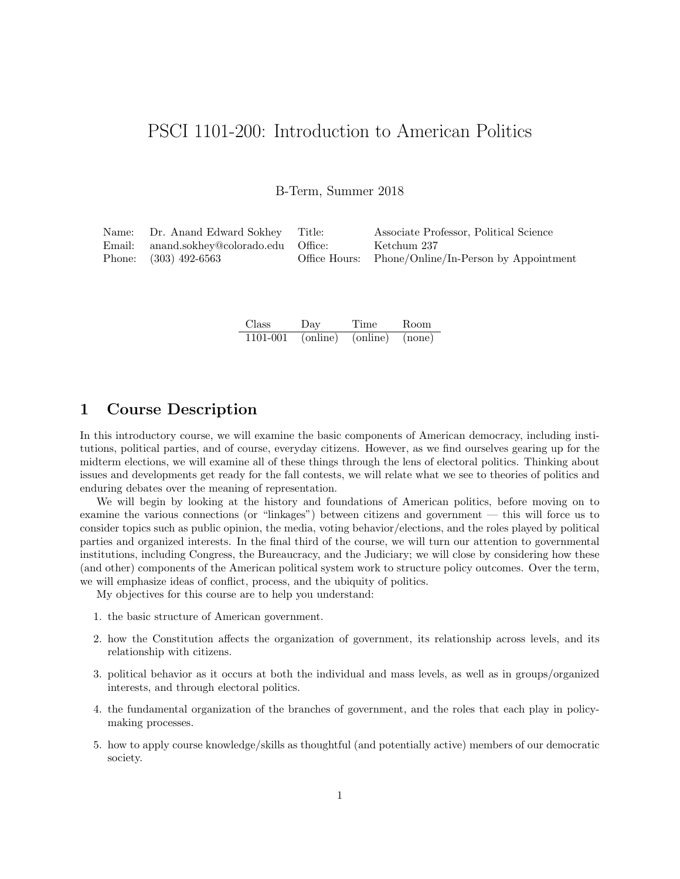# PSCI 1101-200: Introduction to American Politics

B-Term, Summer 2018

| | | | |
|---|---|---|---|
| Name: | Dr. Anand Edward Sokhey | Title: | Associate Professor, Political Science |
| Email: | anand.sokhey@colorado.edu | Office: | Ketchum 237 |
| Phone: | (303) 492-6563 | Office Hours: | Phone/Online/In-Person by Appointment |

| Class | Day | Time | Room |
|---|---|---|---|
| 1101-001 | (online) | (online) | (none) |

## 1 Course Description

In this introductory course, we will examine the basic components of American democracy, including institutions, political parties, and of course, everyday citizens. However, as we find ourselves gearing up for the midterm elections, we will examine all of these things through the lens of electoral politics. Thinking about issues and developments get ready for the fall contests, we will relate what we see to theories of politics and enduring debates over the meaning of representation.

We will begin by looking at the history and foundations of American politics, before moving on to examine the various connections (or "linkages") between citizens and government — this will force us to consider topics such as public opinion, the media, voting behavior/elections, and the roles played by political parties and organized interests. In the final third of the course, we will turn our attention to governmental institutions, including Congress, the Bureaucracy, and the Judiciary; we will close by considering how these (and other) components of the American political system work to structure policy outcomes. Over the term, we will emphasize ideas of conflict, process, and the ubiquity of politics.

My objectives for this course are to help you understand:

1. the basic structure of American government.
2. how the Constitution affects the organization of government, its relationship across levels, and its relationship with citizens.
3. political behavior as it occurs at both the individual and mass levels, as well as in groups/organized interests, and through electoral politics.
4. the fundamental organization of the branches of government, and the roles that each play in policy-making processes.
5. how to apply course knowledge/skills as thoughtful (and potentially active) members of our democratic society.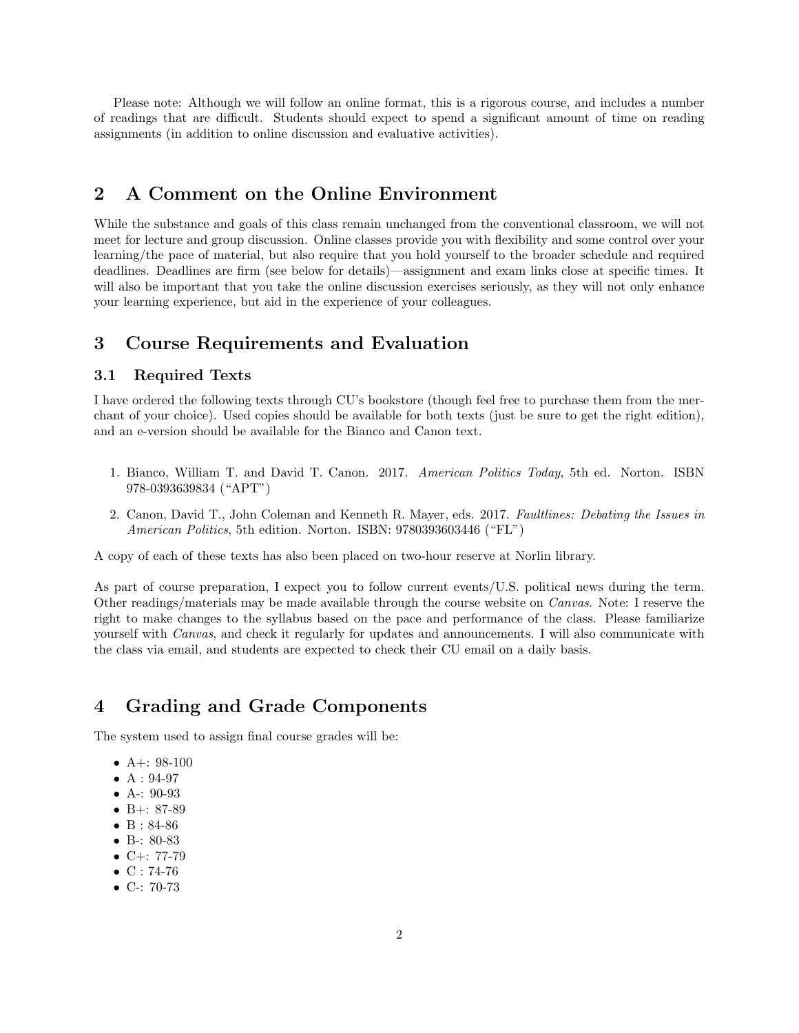Please note: Although we will follow an online format, this is a rigorous course, and includes a number of readings that are difficult. Students should expect to spend a significant amount of time on reading assignments (in addition to online discussion and evaluative activities).

## 2 A Comment on the Online Environment

While the substance and goals of this class remain unchanged from the conventional classroom, we will not meet for lecture and group discussion. Online classes provide you with flexibility and some control over your learning/the pace of material, but also require that you hold yourself to the broader schedule and required deadlines. Deadlines are firm (see below for details)—assignment and exam links close at specific times. It will also be important that you take the online discussion exercises seriously, as they will not only enhance your learning experience, but aid in the experience of your colleagues.

## 3 Course Requirements and Evaluation

### 3.1 Required Texts

I have ordered the following texts through CU's bookstore (though feel free to purchase them from the merchant of your choice). Used copies should be available for both texts (just be sure to get the right edition), and an e-version should be available for the Bianco and Canon text.

1. Bianco, William T. and David T. Canon. 2017. *American Politics Today*, 5th ed. Norton. ISBN 978-0393639834 ("APT")
2. Canon, David T., John Coleman and Kenneth R. Mayer, eds. 2017. *Faultlines: Debating the Issues in American Politics*, 5th edition. Norton. ISBN: 9780393603446 ("FL")

A copy of each of these texts has also been placed on two-hour reserve at Norlin library.

As part of course preparation, I expect you to follow current events/U.S. political news during the term. Other readings/materials may be made available through the course website on *Canvas*. Note: I reserve the right to make changes to the syllabus based on the pace and performance of the class. Please familiarize yourself with *Canvas*, and check it regularly for updates and announcements. I will also communicate with the class via email, and students are expected to check their CU email on a daily basis.

## 4 Grading and Grade Components

The system used to assign final course grades will be:

- A+: 98-100
- A : 94-97
- A-: 90-93
- B+: 87-89
- B : 84-86
- B-: 80-83
- C+: 77-79
- C : 74-76
- C-: 70-73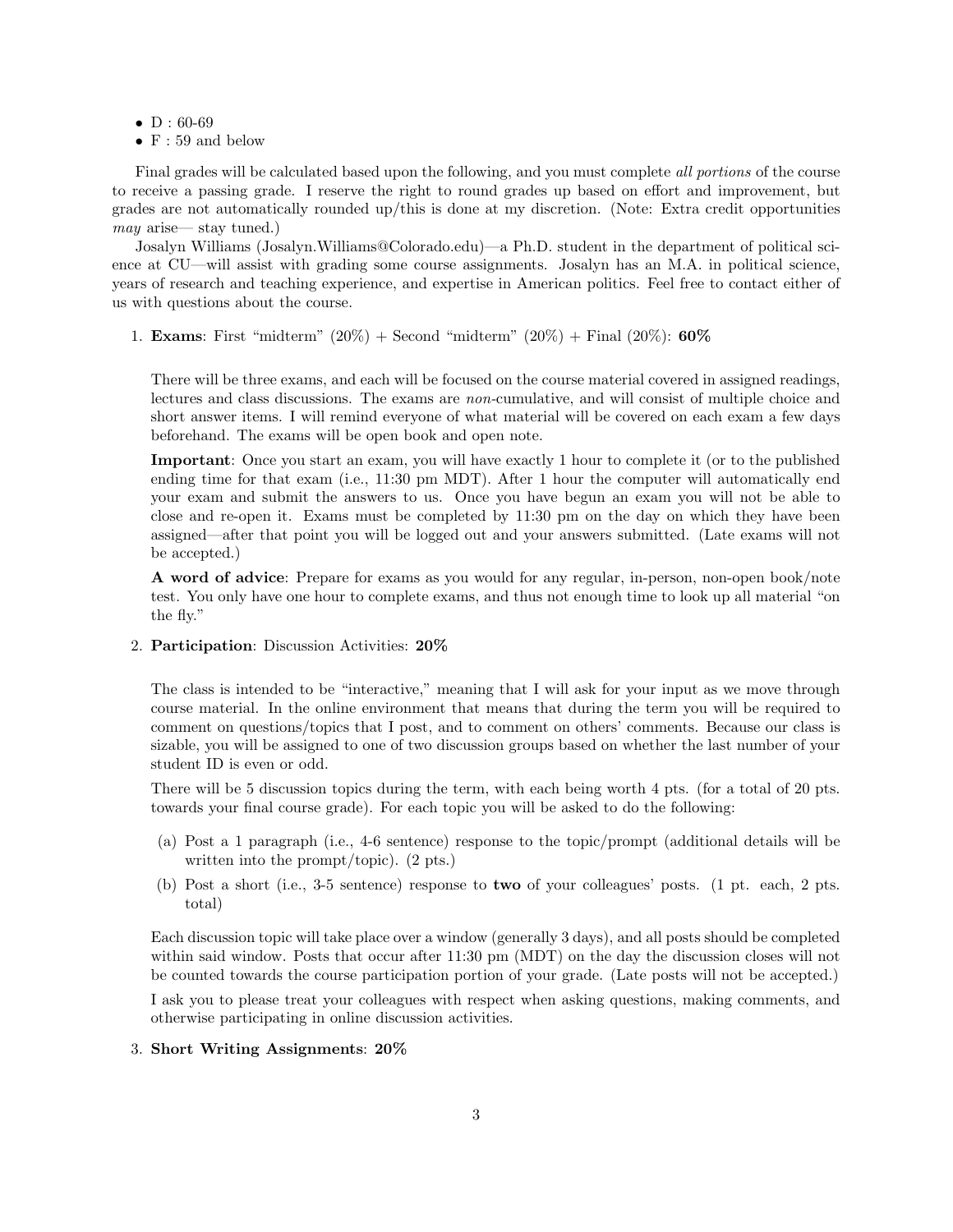- D : 60-69
- F : 59 and below

Final grades will be calculated based upon the following, and you must complete *all portions* of the course to receive a passing grade. I reserve the right to round grades up based on effort and improvement, but grades are not automatically rounded up/this is done at my discretion. (Note: Extra credit opportunities *may* arise— stay tuned.)

Josalyn Williams (Josalyn.Williams@Colorado.edu)—a Ph.D. student in the department of political science at CU—will assist with grading some course assignments. Josalyn has an M.A. in political science, years of research and teaching experience, and expertise in American politics. Feel free to contact either of us with questions about the course.

1. **Exams**: First "midterm" (20%) + Second "midterm" (20%) + Final (20%): **60%**

   There will be three exams, and each will be focused on the course material covered in assigned readings, lectures and class discussions. The exams are *non*-cumulative, and will consist of multiple choice and short answer items. I will remind everyone of what material will be covered on each exam a few days beforehand. The exams will be open book and open note.

   **Important**: Once you start an exam, you will have exactly 1 hour to complete it (or to the published ending time for that exam (i.e., 11:30 pm MDT). After 1 hour the computer will automatically end your exam and submit the answers to us. Once you have begun an exam you will not be able to close and re-open it. Exams must be completed by 11:30 pm on the day on which they have been assigned—after that point you will be logged out and your answers submitted. (Late exams will not be accepted.)

   **A word of advice**: Prepare for exams as you would for any regular, in-person, non-open book/note test. You only have one hour to complete exams, and thus not enough time to look up all material "on the fly."

2. **Participation**: Discussion Activities: **20%**

   The class is intended to be "interactive," meaning that I will ask for your input as we move through course material. In the online environment that means that during the term you will be required to comment on questions/topics that I post, and to comment on others' comments. Because our class is sizable, you will be assigned to one of two discussion groups based on whether the last number of your student ID is even or odd.

   There will be 5 discussion topics during the term, with each being worth 4 pts. (for a total of 20 pts. towards your final course grade). For each topic you will be asked to do the following:

   (a) Post a 1 paragraph (i.e., 4-6 sentence) response to the topic/prompt (additional details will be written into the prompt/topic). (2 pts.)

   (b) Post a short (i.e., 3-5 sentence) response to **two** of your colleagues' posts. (1 pt. each, 2 pts. total)

   Each discussion topic will take place over a window (generally 3 days), and all posts should be completed within said window. Posts that occur after 11:30 pm (MDT) on the day the discussion closes will not be counted towards the course participation portion of your grade. (Late posts will not be accepted.)

   I ask you to please treat your colleagues with respect when asking questions, making comments, and otherwise participating in online discussion activities.

3. **Short Writing Assignments**: **20%**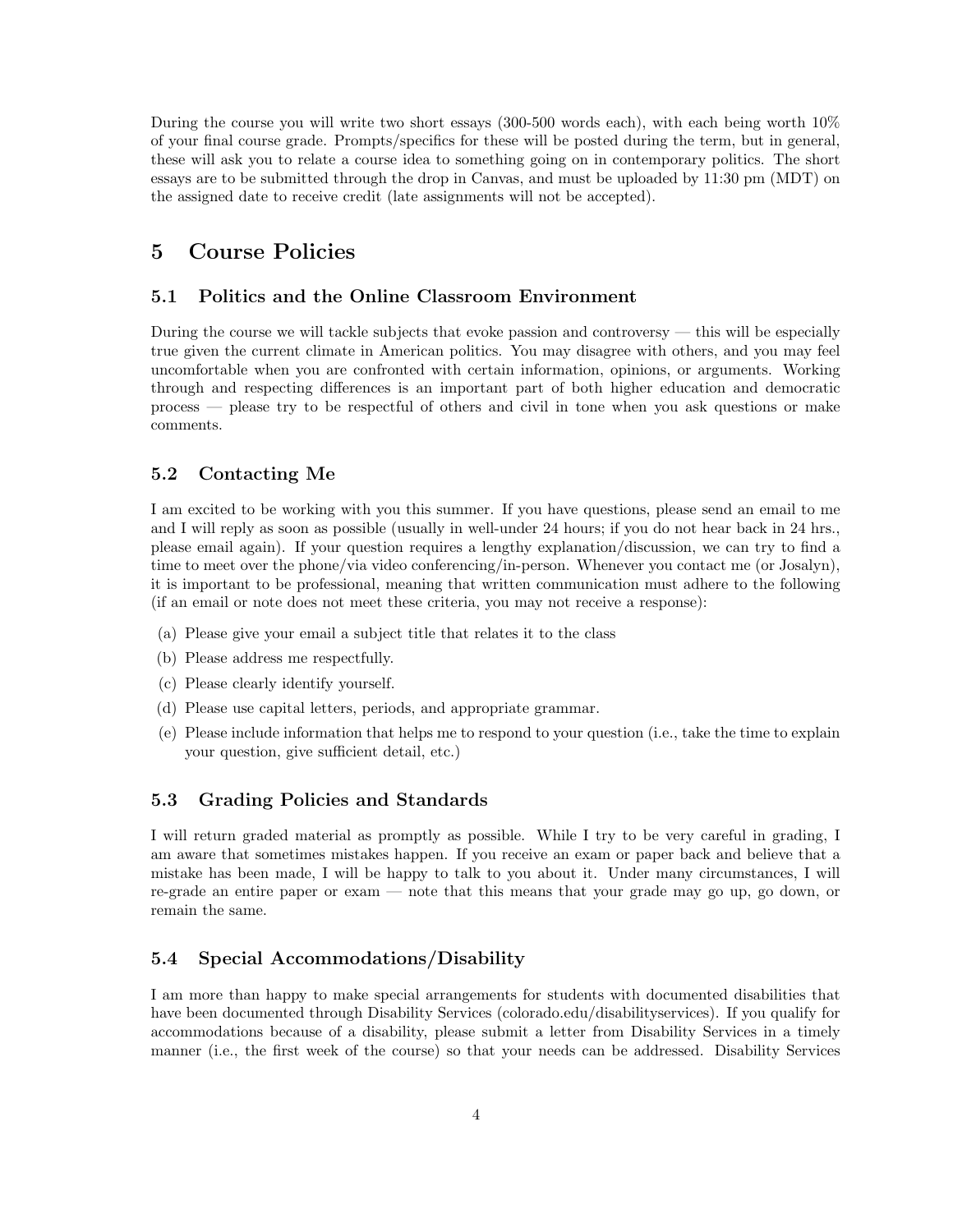During the course you will write two short essays (300-500 words each), with each being worth 10% of your final course grade. Prompts/specifics for these will be posted during the term, but in general, these will ask you to relate a course idea to something going on in contemporary politics. The short essays are to be submitted through the drop in Canvas, and must be uploaded by 11:30 pm (MDT) on the assigned date to receive credit (late assignments will not be accepted).

# 5 Course Policies

## 5.1 Politics and the Online Classroom Environment

During the course we will tackle subjects that evoke passion and controversy — this will be especially true given the current climate in American politics. You may disagree with others, and you may feel uncomfortable when you are confronted with certain information, opinions, or arguments. Working through and respecting differences is an important part of both higher education and democratic process — please try to be respectful of others and civil in tone when you ask questions or make comments.

## 5.2 Contacting Me

I am excited to be working with you this summer. If you have questions, please send an email to me and I will reply as soon as possible (usually in well-under 24 hours; if you do not hear back in 24 hrs., please email again). If your question requires a lengthy explanation/discussion, we can try to find a time to meet over the phone/via video conferencing/in-person. Whenever you contact me (or Josalyn), it is important to be professional, meaning that written communication must adhere to the following (if an email or note does not meet these criteria, you may not receive a response):

(a) Please give your email a subject title that relates it to the class

(b) Please address me respectfully.

(c) Please clearly identify yourself.

(d) Please use capital letters, periods, and appropriate grammar.

(e) Please include information that helps me to respond to your question (i.e., take the time to explain your question, give sufficient detail, etc.)

## 5.3 Grading Policies and Standards

I will return graded material as promptly as possible. While I try to be very careful in grading, I am aware that sometimes mistakes happen. If you receive an exam or paper back and believe that a mistake has been made, I will be happy to talk to you about it. Under many circumstances, I will re-grade an entire paper or exam — note that this means that your grade may go up, go down, or remain the same.

## 5.4 Special Accommodations/Disability

I am more than happy to make special arrangements for students with documented disabilities that have been documented through Disability Services (colorado.edu/disabilityservices). If you qualify for accommodations because of a disability, please submit a letter from Disability Services in a timely manner (i.e., the first week of the course) so that your needs can be addressed. Disability Services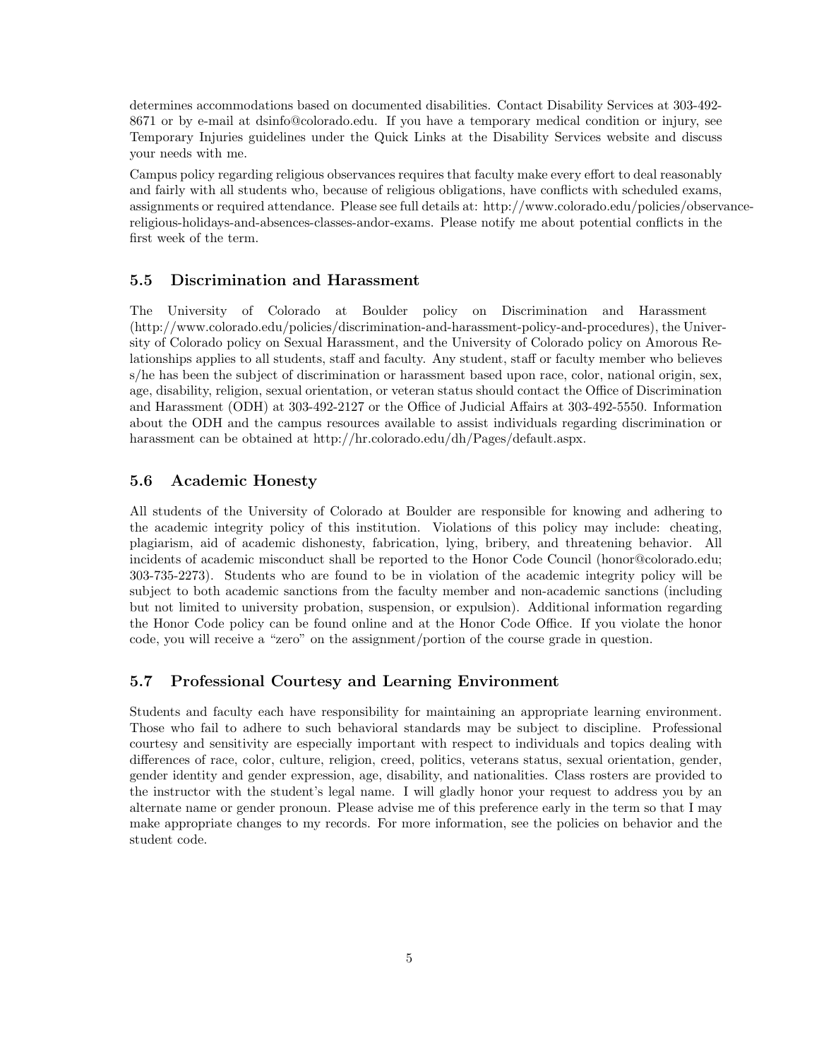determines accommodations based on documented disabilities. Contact Disability Services at 303-492-8671 or by e-mail at dsinfo@colorado.edu. If you have a temporary medical condition or injury, see Temporary Injuries guidelines under the Quick Links at the Disability Services website and discuss your needs with me.

Campus policy regarding religious observances requires that faculty make every effort to deal reasonably and fairly with all students who, because of religious obligations, have conflicts with scheduled exams, assignments or required attendance. Please see full details at: http://www.colorado.edu/policies/observance-religious-holidays-and-absences-classes-andor-exams. Please notify me about potential conflicts in the first week of the term.

### 5.5 Discrimination and Harassment

The University of Colorado at Boulder policy on Discrimination and Harassment (http://www.colorado.edu/policies/discrimination-and-harassment-policy-and-procedures), the University of Colorado policy on Sexual Harassment, and the University of Colorado policy on Amorous Relationships applies to all students, staff and faculty. Any student, staff or faculty member who believes s/he has been the subject of discrimination or harassment based upon race, color, national origin, sex, age, disability, religion, sexual orientation, or veteran status should contact the Office of Discrimination and Harassment (ODH) at 303-492-2127 or the Office of Judicial Affairs at 303-492-5550. Information about the ODH and the campus resources available to assist individuals regarding discrimination or harassment can be obtained at http://hr.colorado.edu/dh/Pages/default.aspx.

### 5.6 Academic Honesty

All students of the University of Colorado at Boulder are responsible for knowing and adhering to the academic integrity policy of this institution. Violations of this policy may include: cheating, plagiarism, aid of academic dishonesty, fabrication, lying, bribery, and threatening behavior. All incidents of academic misconduct shall be reported to the Honor Code Council (honor@colorado.edu; 303-735-2273). Students who are found to be in violation of the academic integrity policy will be subject to both academic sanctions from the faculty member and non-academic sanctions (including but not limited to university probation, suspension, or expulsion). Additional information regarding the Honor Code policy can be found online and at the Honor Code Office. If you violate the honor code, you will receive a "zero" on the assignment/portion of the course grade in question.

### 5.7 Professional Courtesy and Learning Environment

Students and faculty each have responsibility for maintaining an appropriate learning environment. Those who fail to adhere to such behavioral standards may be subject to discipline. Professional courtesy and sensitivity are especially important with respect to individuals and topics dealing with differences of race, color, culture, religion, creed, politics, veterans status, sexual orientation, gender, gender identity and gender expression, age, disability, and nationalities. Class rosters are provided to the instructor with the student's legal name. I will gladly honor your request to address you by an alternate name or gender pronoun. Please advise me of this preference early in the term so that I may make appropriate changes to my records. For more information, see the policies on behavior and the student code.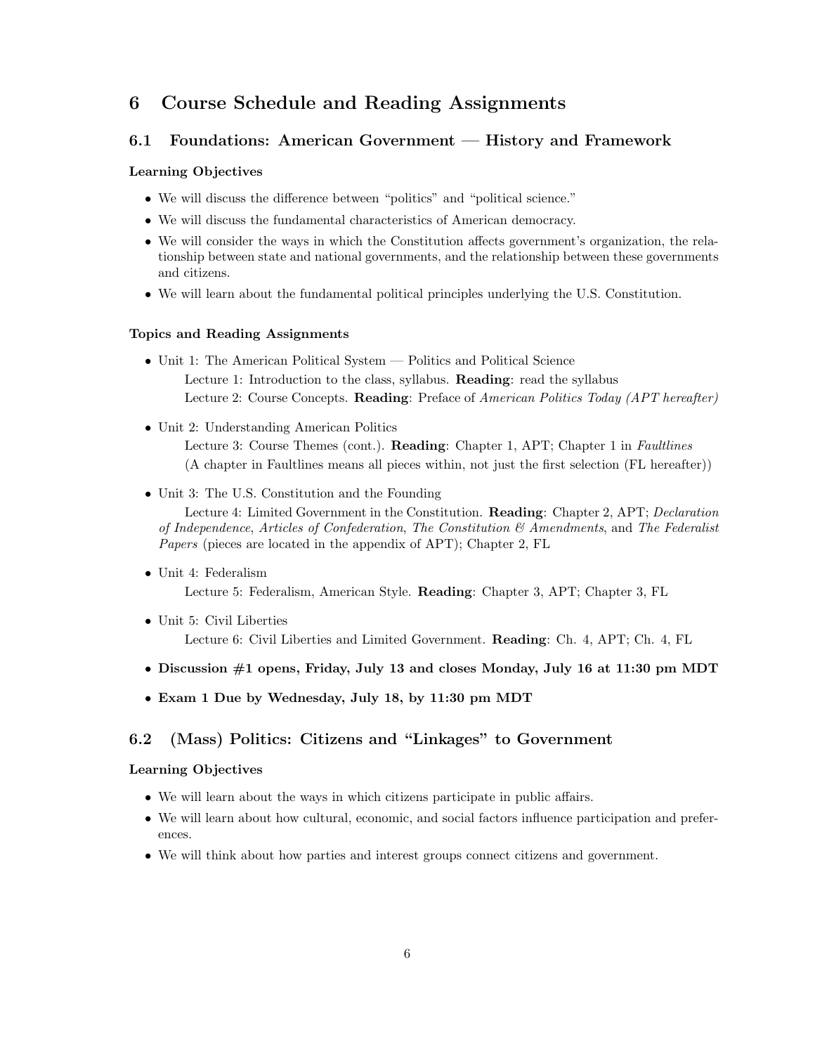# 6 Course Schedule and Reading Assignments

## 6.1 Foundations: American Government — History and Framework

**Learning Objectives**

- We will discuss the difference between "politics" and "political science."
- We will discuss the fundamental characteristics of American democracy.
- We will consider the ways in which the Constitution affects government's organization, the relationship between state and national governments, and the relationship between these governments and citizens.
- We will learn about the fundamental political principles underlying the U.S. Constitution.

**Topics and Reading Assignments**

- Unit 1: The American Political System — Politics and Political Science
  - Lecture 1: Introduction to the class, syllabus. **Reading**: read the syllabus
  - Lecture 2: Course Concepts. **Reading**: Preface of *American Politics Today (APT hereafter)*
- Unit 2: Understanding American Politics
  - Lecture 3: Course Themes (cont.). **Reading**: Chapter 1, APT; Chapter 1 in *Faultlines* (A chapter in Faultlines means all pieces within, not just the first selection (FL hereafter))
- Unit 3: The U.S. Constitution and the Founding
  - Lecture 4: Limited Government in the Constitution. **Reading**: Chapter 2, APT; *Declaration of Independence*, *Articles of Confederation*, *The Constitution & Amendments*, and *The Federalist Papers* (pieces are located in the appendix of APT); Chapter 2, FL
- Unit 4: Federalism
  - Lecture 5: Federalism, American Style. **Reading**: Chapter 3, APT; Chapter 3, FL
- Unit 5: Civil Liberties
  - Lecture 6: Civil Liberties and Limited Government. **Reading**: Ch. 4, APT; Ch. 4, FL
- **Discussion #1 opens, Friday, July 13 and closes Monday, July 16 at 11:30 pm MDT**
- **Exam 1 Due by Wednesday, July 18, by 11:30 pm MDT**

## 6.2 (Mass) Politics: Citizens and "Linkages" to Government

**Learning Objectives**

- We will learn about the ways in which citizens participate in public affairs.
- We will learn about how cultural, economic, and social factors influence participation and preferences.
- We will think about how parties and interest groups connect citizens and government.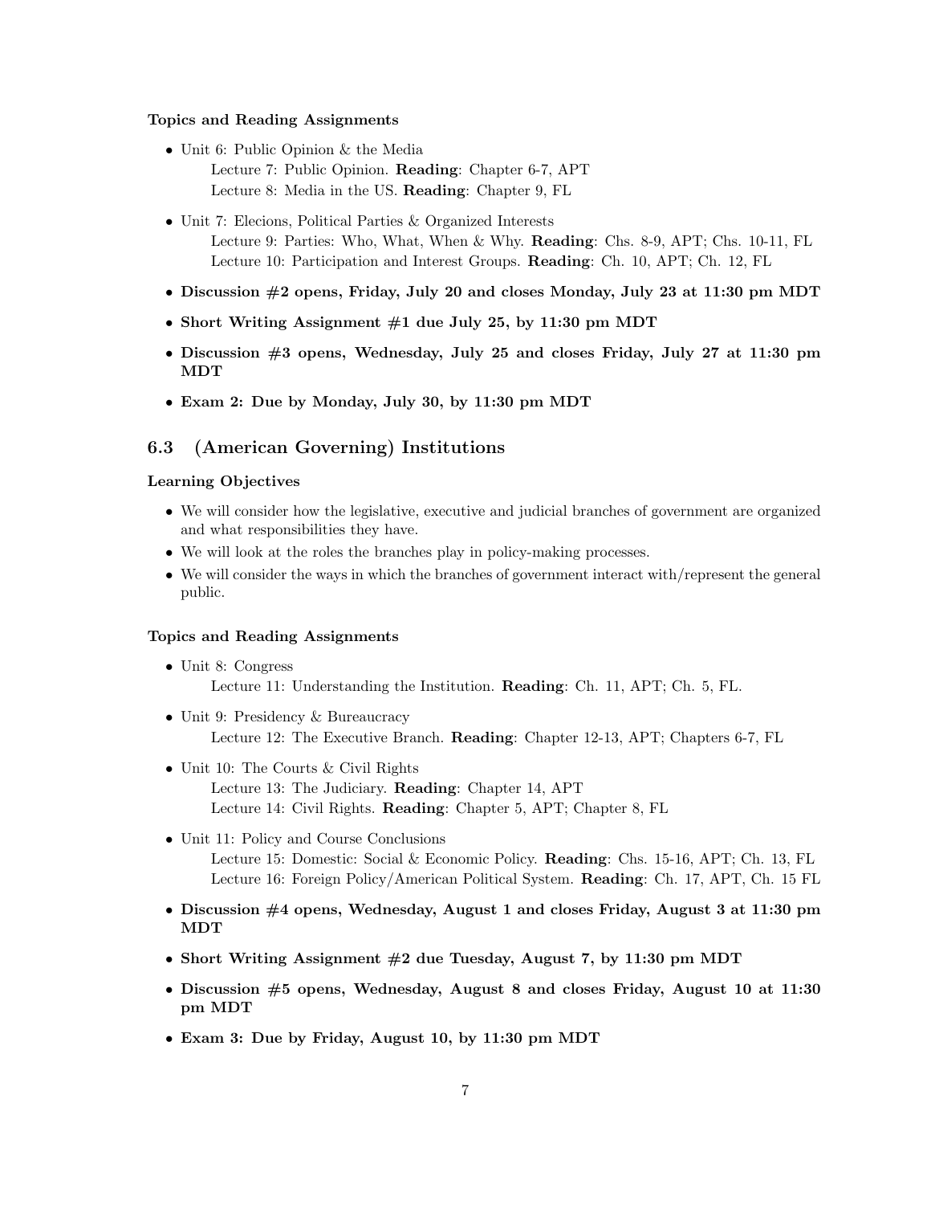**Topics and Reading Assignments**

- Unit 6: Public Opinion & the Media
  - Lecture 7: Public Opinion. **Reading**: Chapter 6-7, APT
  - Lecture 8: Media in the US. **Reading**: Chapter 9, FL
- Unit 7: Elecions, Political Parties & Organized Interests
  - Lecture 9: Parties: Who, What, When & Why. **Reading**: Chs. 8-9, APT; Chs. 10-11, FL
  - Lecture 10: Participation and Interest Groups. **Reading**: Ch. 10, APT; Ch. 12, FL
- **Discussion #2 opens, Friday, July 20 and closes Monday, July 23 at 11:30 pm MDT**
- **Short Writing Assignment #1 due July 25, by 11:30 pm MDT**
- **Discussion #3 opens, Wednesday, July 25 and closes Friday, July 27 at 11:30 pm MDT**
- **Exam 2: Due by Monday, July 30, by 11:30 pm MDT**

## 6.3 (American Governing) Institutions

**Learning Objectives**

- We will consider how the legislative, executive and judicial branches of government are organized and what responsibilities they have.
- We will look at the roles the branches play in policy-making processes.
- We will consider the ways in which the branches of government interact with/represent the general public.

**Topics and Reading Assignments**

- Unit 8: Congress
  - Lecture 11: Understanding the Institution. **Reading**: Ch. 11, APT; Ch. 5, FL.
- Unit 9: Presidency & Bureaucracy
  - Lecture 12: The Executive Branch. **Reading**: Chapter 12-13, APT; Chapters 6-7, FL
- Unit 10: The Courts & Civil Rights
  - Lecture 13: The Judiciary. **Reading**: Chapter 14, APT
  - Lecture 14: Civil Rights. **Reading**: Chapter 5, APT; Chapter 8, FL
- Unit 11: Policy and Course Conclusions
  - Lecture 15: Domestic: Social & Economic Policy. **Reading**: Chs. 15-16, APT; Ch. 13, FL
  - Lecture 16: Foreign Policy/American Political System. **Reading**: Ch. 17, APT, Ch. 15 FL
- **Discussion #4 opens, Wednesday, August 1 and closes Friday, August 3 at 11:30 pm MDT**
- **Short Writing Assignment #2 due Tuesday, August 7, by 11:30 pm MDT**
- **Discussion #5 opens, Wednesday, August 8 and closes Friday, August 10 at 11:30 pm MDT**
- **Exam 3: Due by Friday, August 10, by 11:30 pm MDT**